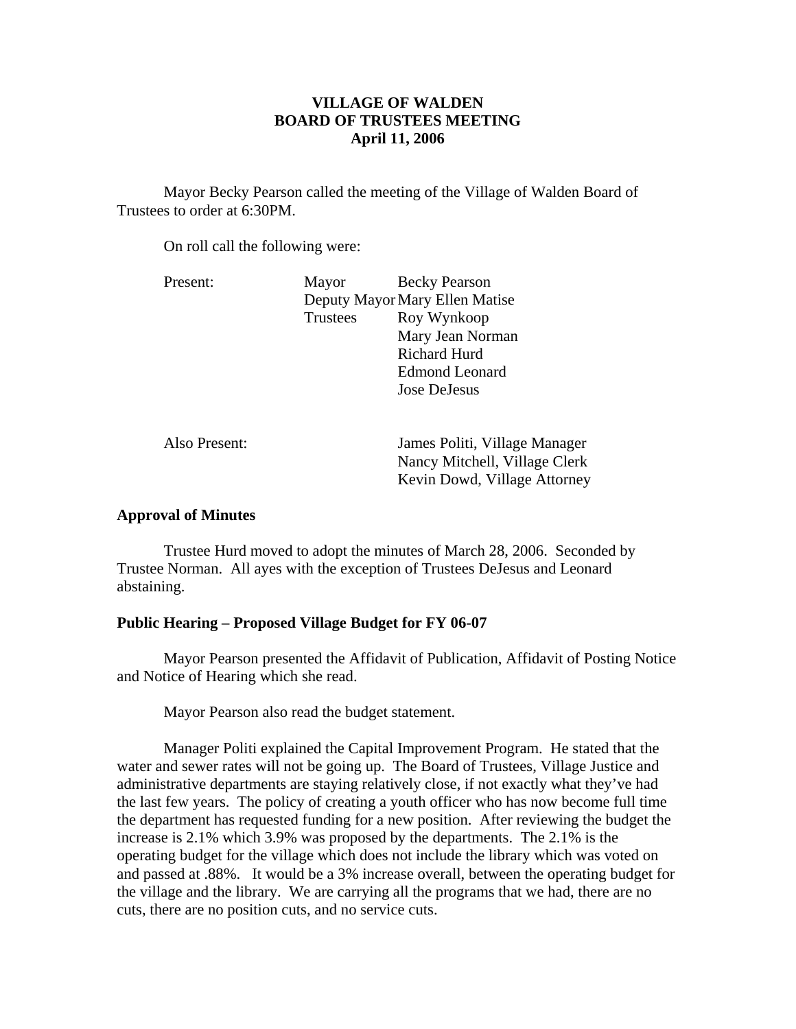**VILLAGE OF WALDEN**
**BOARD OF TRUSTEES MEETING**
**April 11, 2006**

Mayor Becky Pearson called the meeting of the Village of Walden Board of Trustees to order at 6:30PM.

On roll call the following were:

| | | |
|---|---|---|
| Present: | Mayor | Becky Pearson |
| | Deputy Mayor | Mary Ellen Matise |
| | Trustees | Roy Wynkoop |
| | | Mary Jean Norman |
| | | Richard Hurd |
| | | Edmond Leonard |
| | | Jose DeJesus |
| Also Present: | | James Politi, Village Manager |
| | | Nancy Mitchell, Village Clerk |
| | | Kevin Dowd, Village Attorney |

**Approval of Minutes**

Trustee Hurd moved to adopt the minutes of March 28, 2006. Seconded by Trustee Norman. All ayes with the exception of Trustees DeJesus and Leonard abstaining.

**Public Hearing – Proposed Village Budget for FY 06-07**

Mayor Pearson presented the Affidavit of Publication, Affidavit of Posting Notice and Notice of Hearing which she read.

Mayor Pearson also read the budget statement.

Manager Politi explained the Capital Improvement Program. He stated that the water and sewer rates will not be going up. The Board of Trustees, Village Justice and administrative departments are staying relatively close, if not exactly what they've had the last few years. The policy of creating a youth officer who has now become full time the department has requested funding for a new position. After reviewing the budget the increase is 2.1% which 3.9% was proposed by the departments. The 2.1% is the operating budget for the village which does not include the library which was voted on and passed at .88%. It would be a 3% increase overall, between the operating budget for the village and the library. We are carrying all the programs that we had, there are no cuts, there are no position cuts, and no service cuts.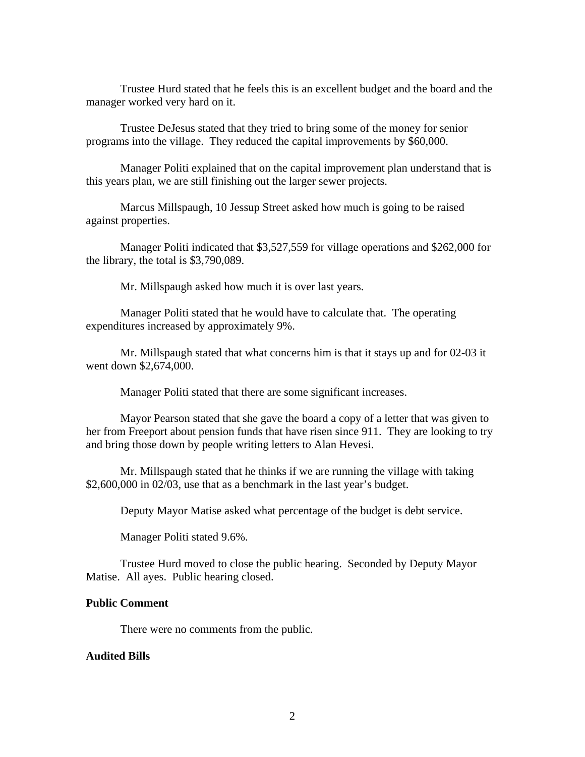Trustee Hurd stated that he feels this is an excellent budget and the board and the manager worked very hard on it.

Trustee DeJesus stated that they tried to bring some of the money for senior programs into the village. They reduced the capital improvements by $60,000.

Manager Politi explained that on the capital improvement plan understand that is this years plan, we are still finishing out the larger sewer projects.

Marcus Millspaugh, 10 Jessup Street asked how much is going to be raised against properties.

Manager Politi indicated that $3,527,559 for village operations and $262,000 for the library, the total is $3,790,089.

Mr. Millspaugh asked how much it is over last years.

Manager Politi stated that he would have to calculate that. The operating expenditures increased by approximately 9%.

Mr. Millspaugh stated that what concerns him is that it stays up and for 02-03 it went down $2,674,000.

Manager Politi stated that there are some significant increases.

Mayor Pearson stated that she gave the board a copy of a letter that was given to her from Freeport about pension funds that have risen since 911. They are looking to try and bring those down by people writing letters to Alan Hevesi.

Mr. Millspaugh stated that he thinks if we are running the village with taking $2,600,000 in 02/03, use that as a benchmark in the last year's budget.

Deputy Mayor Matise asked what percentage of the budget is debt service.

Manager Politi stated 9.6%.

Trustee Hurd moved to close the public hearing. Seconded by Deputy Mayor Matise. All ayes. Public hearing closed.

**Public Comment**

There were no comments from the public.

**Audited Bills**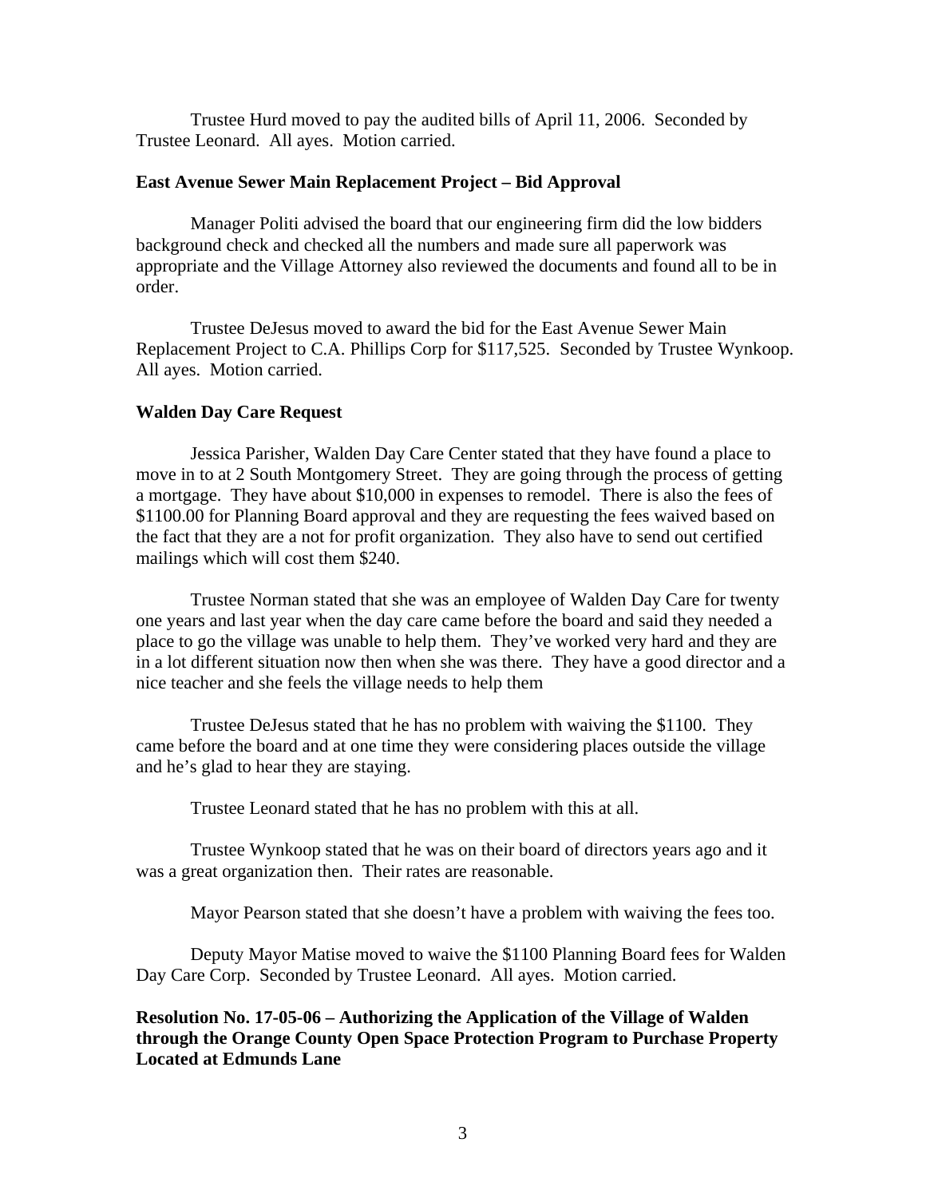Trustee Hurd moved to pay the audited bills of April 11, 2006. Seconded by Trustee Leonard. All ayes. Motion carried.

**East Avenue Sewer Main Replacement Project – Bid Approval**

Manager Politi advised the board that our engineering firm did the low bidders background check and checked all the numbers and made sure all paperwork was appropriate and the Village Attorney also reviewed the documents and found all to be in order.

Trustee DeJesus moved to award the bid for the East Avenue Sewer Main Replacement Project to C.A. Phillips Corp for $117,525. Seconded by Trustee Wynkoop. All ayes. Motion carried.

**Walden Day Care Request**

Jessica Parisher, Walden Day Care Center stated that they have found a place to move in to at 2 South Montgomery Street. They are going through the process of getting a mortgage. They have about $10,000 in expenses to remodel. There is also the fees of $1100.00 for Planning Board approval and they are requesting the fees waived based on the fact that they are a not for profit organization. They also have to send out certified mailings which will cost them $240.

Trustee Norman stated that she was an employee of Walden Day Care for twenty one years and last year when the day care came before the board and said they needed a place to go the village was unable to help them. They've worked very hard and they are in a lot different situation now then when she was there. They have a good director and a nice teacher and she feels the village needs to help them

Trustee DeJesus stated that he has no problem with waiving the $1100. They came before the board and at one time they were considering places outside the village and he's glad to hear they are staying.

Trustee Leonard stated that he has no problem with this at all.

Trustee Wynkoop stated that he was on their board of directors years ago and it was a great organization then. Their rates are reasonable.

Mayor Pearson stated that she doesn't have a problem with waiving the fees too.

Deputy Mayor Matise moved to waive the $1100 Planning Board fees for Walden Day Care Corp. Seconded by Trustee Leonard. All ayes. Motion carried.

**Resolution No. 17-05-06 – Authorizing the Application of the Village of Walden through the Orange County Open Space Protection Program to Purchase Property Located at Edmunds Lane**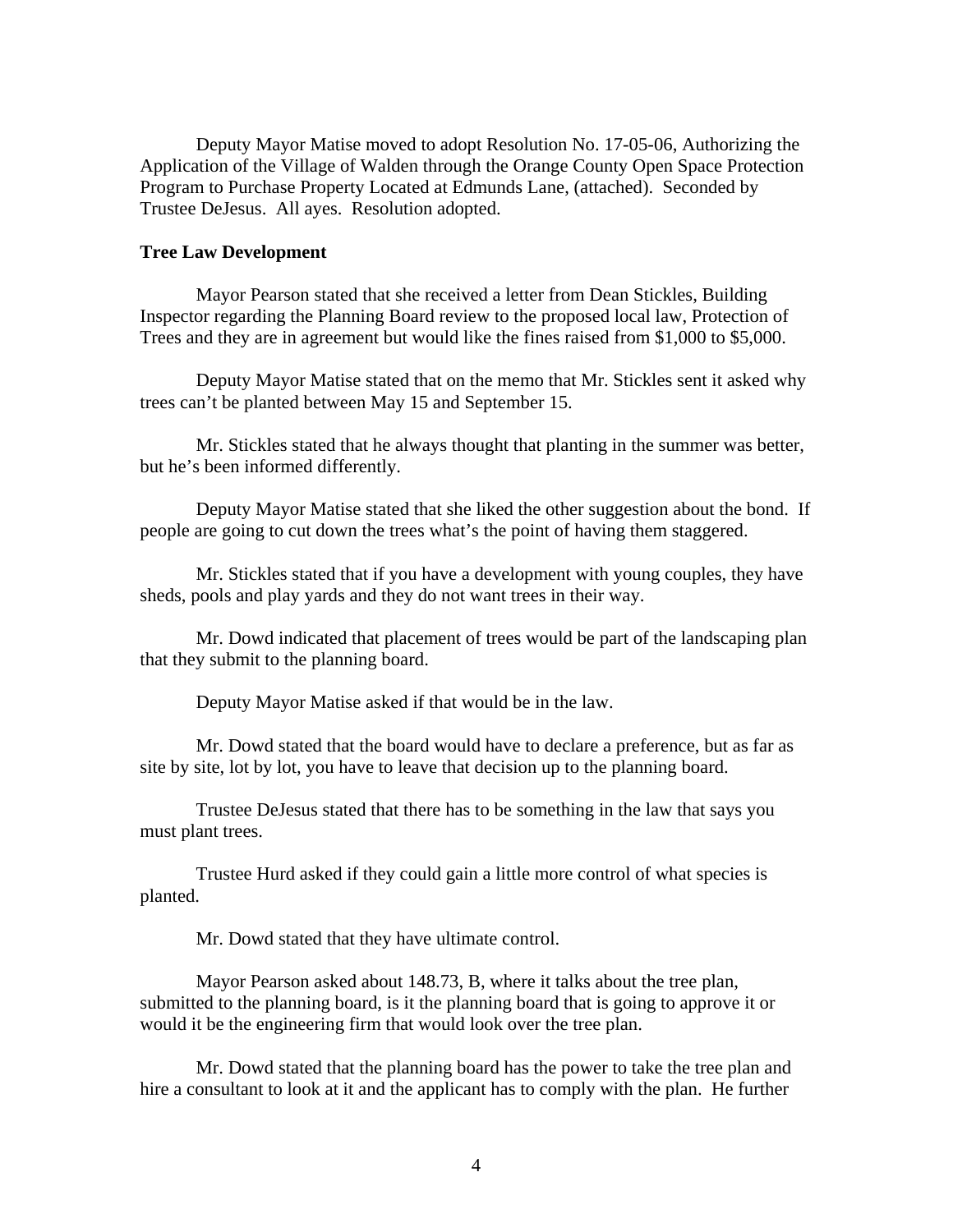Deputy Mayor Matise moved to adopt Resolution No. 17-05-06, Authorizing the Application of the Village of Walden through the Orange County Open Space Protection Program to Purchase Property Located at Edmunds Lane, (attached). Seconded by Trustee DeJesus. All ayes. Resolution adopted.

**Tree Law Development**

Mayor Pearson stated that she received a letter from Dean Stickles, Building Inspector regarding the Planning Board review to the proposed local law, Protection of Trees and they are in agreement but would like the fines raised from $1,000 to $5,000.

Deputy Mayor Matise stated that on the memo that Mr. Stickles sent it asked why trees can't be planted between May 15 and September 15.

Mr. Stickles stated that he always thought that planting in the summer was better, but he's been informed differently.

Deputy Mayor Matise stated that she liked the other suggestion about the bond. If people are going to cut down the trees what's the point of having them staggered.

Mr. Stickles stated that if you have a development with young couples, they have sheds, pools and play yards and they do not want trees in their way.

Mr. Dowd indicated that placement of trees would be part of the landscaping plan that they submit to the planning board.

Deputy Mayor Matise asked if that would be in the law.

Mr. Dowd stated that the board would have to declare a preference, but as far as site by site, lot by lot, you have to leave that decision up to the planning board.

Trustee DeJesus stated that there has to be something in the law that says you must plant trees.

Trustee Hurd asked if they could gain a little more control of what species is planted.

Mr. Dowd stated that they have ultimate control.

Mayor Pearson asked about 148.73, B, where it talks about the tree plan, submitted to the planning board, is it the planning board that is going to approve it or would it be the engineering firm that would look over the tree plan.

Mr. Dowd stated that the planning board has the power to take the tree plan and hire a consultant to look at it and the applicant has to comply with the plan. He further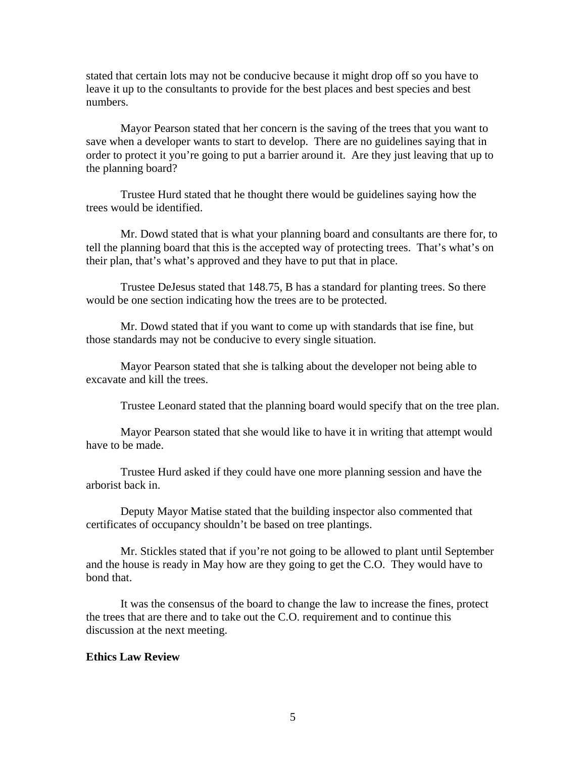stated that certain lots may not be conducive because it might drop off so you have to leave it up to the consultants to provide for the best places and best species and best numbers.

Mayor Pearson stated that her concern is the saving of the trees that you want to save when a developer wants to start to develop. There are no guidelines saying that in order to protect it you're going to put a barrier around it. Are they just leaving that up to the planning board?

Trustee Hurd stated that he thought there would be guidelines saying how the trees would be identified.

Mr. Dowd stated that is what your planning board and consultants are there for, to tell the planning board that this is the accepted way of protecting trees. That's what's on their plan, that's what's approved and they have to put that in place.

Trustee DeJesus stated that 148.75, B has a standard for planting trees. So there would be one section indicating how the trees are to be protected.

Mr. Dowd stated that if you want to come up with standards that ise fine, but those standards may not be conducive to every single situation.

Mayor Pearson stated that she is talking about the developer not being able to excavate and kill the trees.

Trustee Leonard stated that the planning board would specify that on the tree plan.

Mayor Pearson stated that she would like to have it in writing that attempt would have to be made.

Trustee Hurd asked if they could have one more planning session and have the arborist back in.

Deputy Mayor Matise stated that the building inspector also commented that certificates of occupancy shouldn't be based on tree plantings.

Mr. Stickles stated that if you're not going to be allowed to plant until September and the house is ready in May how are they going to get the C.O. They would have to bond that.

It was the consensus of the board to change the law to increase the fines, protect the trees that are there and to take out the C.O. requirement and to continue this discussion at the next meeting.

**Ethics Law Review**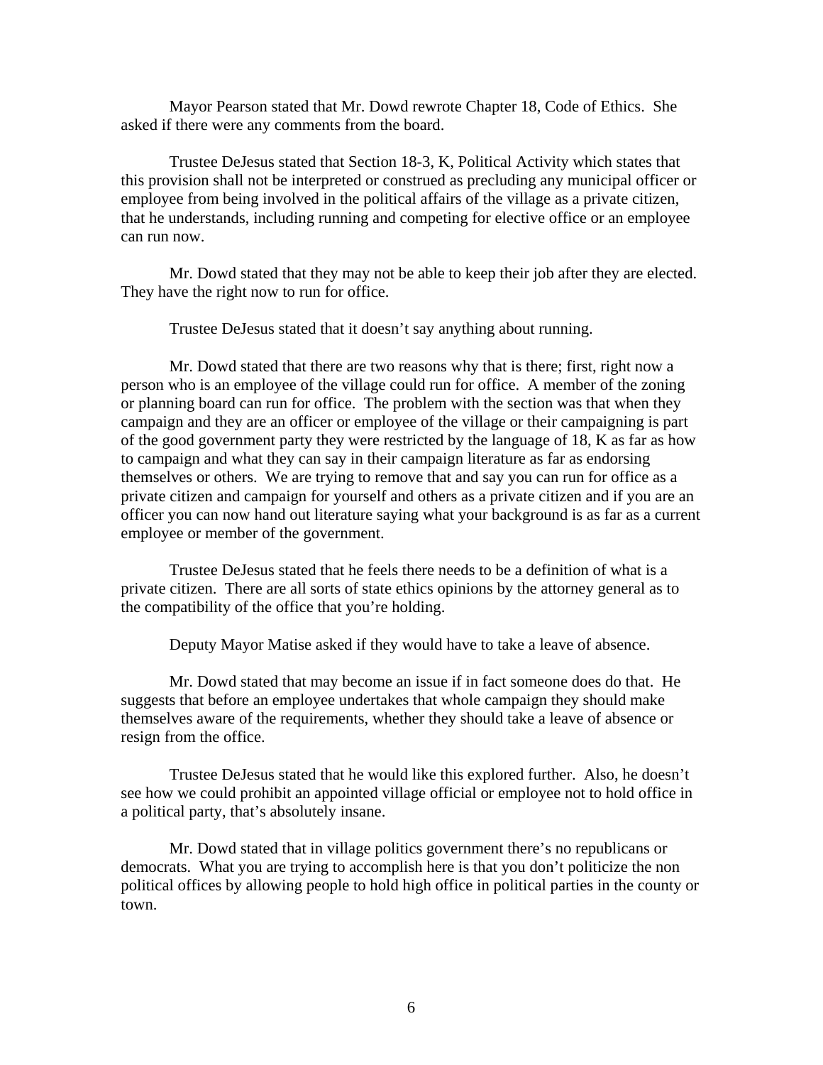Mayor Pearson stated that Mr. Dowd rewrote Chapter 18, Code of Ethics. She asked if there were any comments from the board.

Trustee DeJesus stated that Section 18-3, K, Political Activity which states that this provision shall not be interpreted or construed as precluding any municipal officer or employee from being involved in the political affairs of the village as a private citizen, that he understands, including running and competing for elective office or an employee can run now.

Mr. Dowd stated that they may not be able to keep their job after they are elected. They have the right now to run for office.

Trustee DeJesus stated that it doesn't say anything about running.

Mr. Dowd stated that there are two reasons why that is there; first, right now a person who is an employee of the village could run for office. A member of the zoning or planning board can run for office. The problem with the section was that when they campaign and they are an officer or employee of the village or their campaigning is part of the good government party they were restricted by the language of 18, K as far as how to campaign and what they can say in their campaign literature as far as endorsing themselves or others. We are trying to remove that and say you can run for office as a private citizen and campaign for yourself and others as a private citizen and if you are an officer you can now hand out literature saying what your background is as far as a current employee or member of the government.

Trustee DeJesus stated that he feels there needs to be a definition of what is a private citizen. There are all sorts of state ethics opinions by the attorney general as to the compatibility of the office that you're holding.

Deputy Mayor Matise asked if they would have to take a leave of absence.

Mr. Dowd stated that may become an issue if in fact someone does do that. He suggests that before an employee undertakes that whole campaign they should make themselves aware of the requirements, whether they should take a leave of absence or resign from the office.

Trustee DeJesus stated that he would like this explored further. Also, he doesn't see how we could prohibit an appointed village official or employee not to hold office in a political party, that's absolutely insane.

Mr. Dowd stated that in village politics government there's no republicans or democrats. What you are trying to accomplish here is that you don't politicize the non political offices by allowing people to hold high office in political parties in the county or town.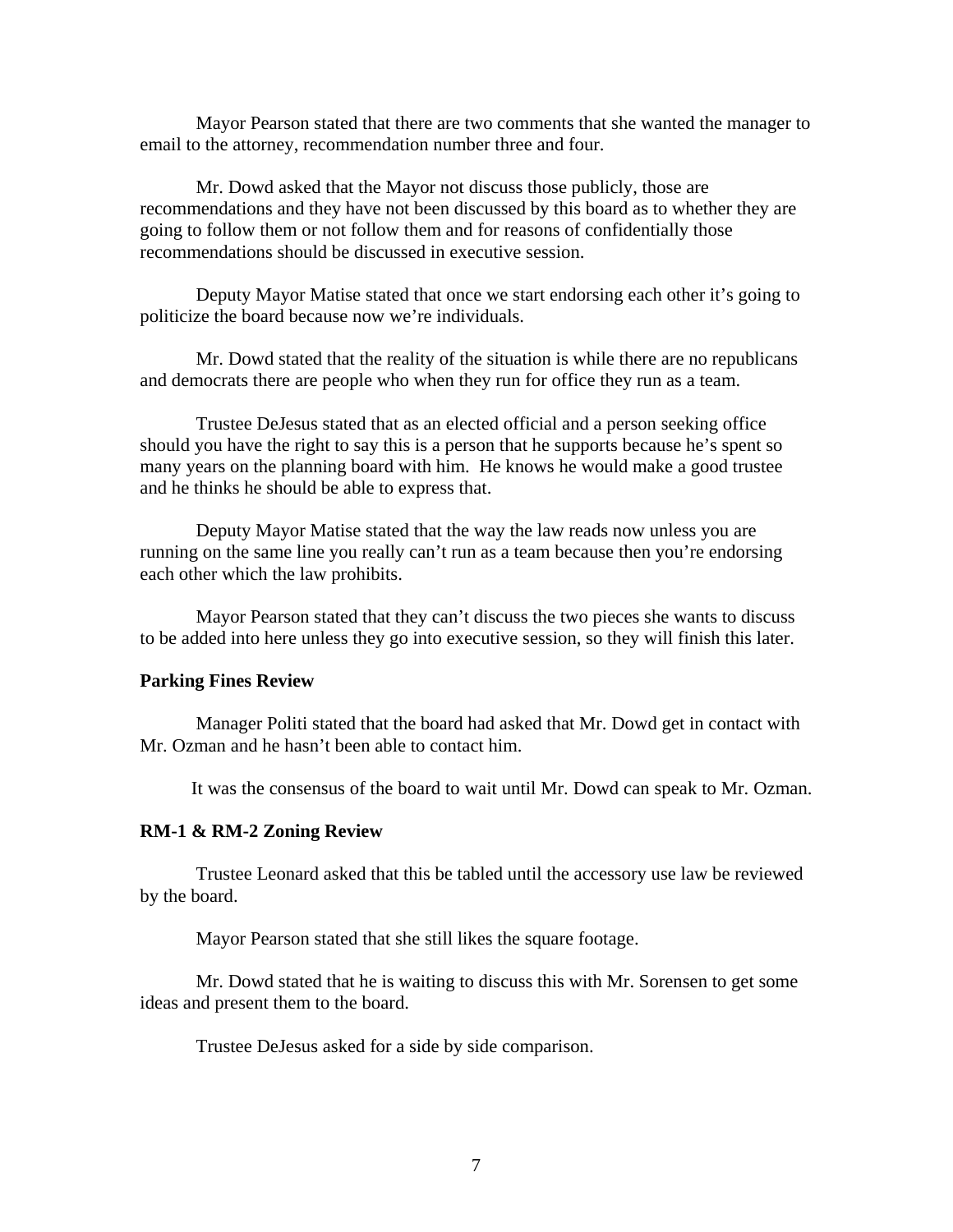Mayor Pearson stated that there are two comments that she wanted the manager to email to the attorney, recommendation number three and four.

Mr. Dowd asked that the Mayor not discuss those publicly, those are recommendations and they have not been discussed by this board as to whether they are going to follow them or not follow them and for reasons of confidentially those recommendations should be discussed in executive session.

Deputy Mayor Matise stated that once we start endorsing each other it's going to politicize the board because now we're individuals.

Mr. Dowd stated that the reality of the situation is while there are no republicans and democrats there are people who when they run for office they run as a team.

Trustee DeJesus stated that as an elected official and a person seeking office should you have the right to say this is a person that he supports because he's spent so many years on the planning board with him. He knows he would make a good trustee and he thinks he should be able to express that.

Deputy Mayor Matise stated that the way the law reads now unless you are running on the same line you really can't run as a team because then you're endorsing each other which the law prohibits.

Mayor Pearson stated that they can't discuss the two pieces she wants to discuss to be added into here unless they go into executive session, so they will finish this later.

**Parking Fines Review**

Manager Politi stated that the board had asked that Mr. Dowd get in contact with Mr. Ozman and he hasn't been able to contact him.

It was the consensus of the board to wait until Mr. Dowd can speak to Mr. Ozman.

**RM-1 & RM-2 Zoning Review**

Trustee Leonard asked that this be tabled until the accessory use law be reviewed by the board.

Mayor Pearson stated that she still likes the square footage.

Mr. Dowd stated that he is waiting to discuss this with Mr. Sorensen to get some ideas and present them to the board.

Trustee DeJesus asked for a side by side comparison.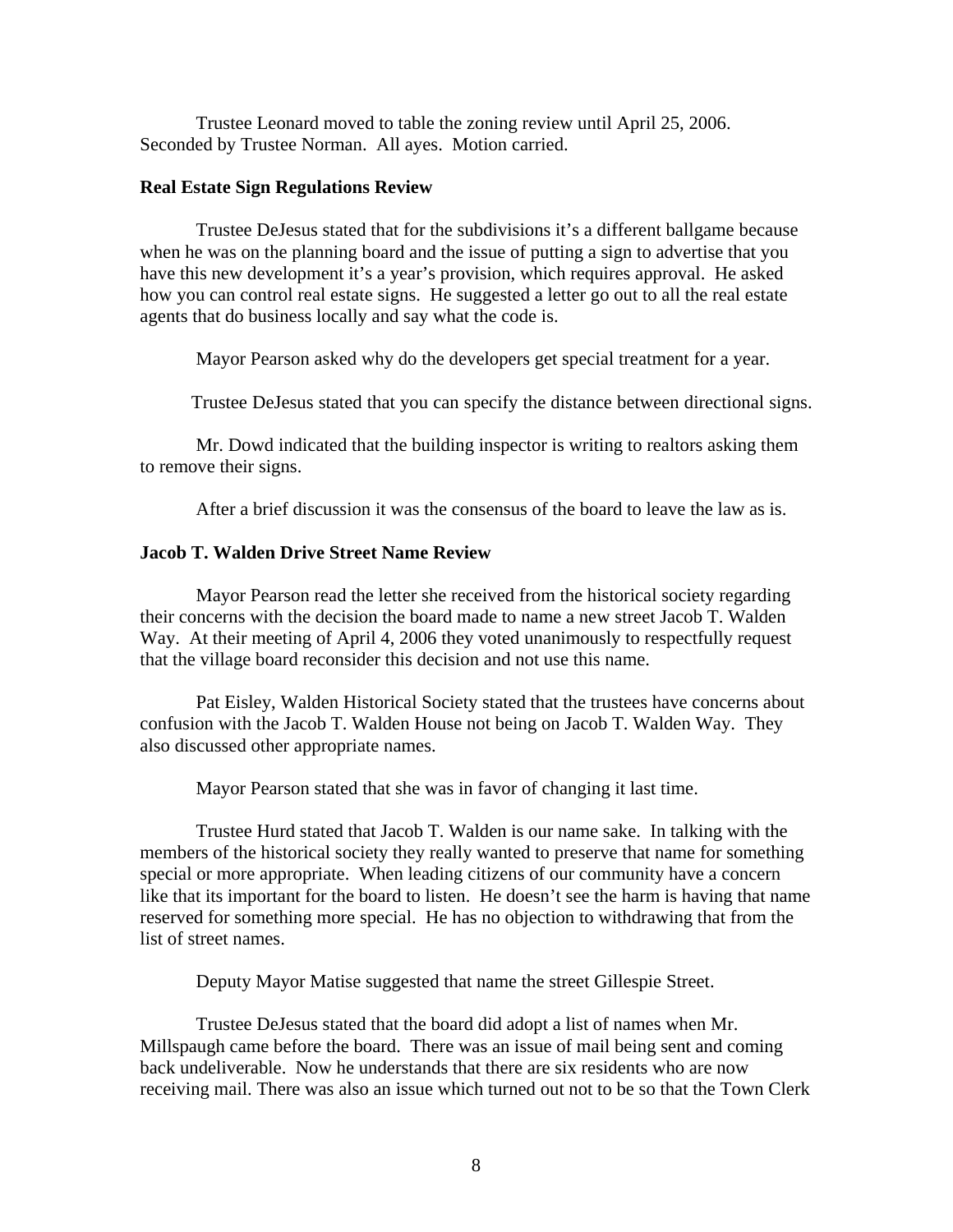Trustee Leonard moved to table the zoning review until April 25, 2006. Seconded by Trustee Norman. All ayes. Motion carried.

**Real Estate Sign Regulations Review**

Trustee DeJesus stated that for the subdivisions it's a different ballgame because when he was on the planning board and the issue of putting a sign to advertise that you have this new development it's a year's provision, which requires approval. He asked how you can control real estate signs. He suggested a letter go out to all the real estate agents that do business locally and say what the code is.

Mayor Pearson asked why do the developers get special treatment for a year.

Trustee DeJesus stated that you can specify the distance between directional signs.

Mr. Dowd indicated that the building inspector is writing to realtors asking them to remove their signs.

After a brief discussion it was the consensus of the board to leave the law as is.

**Jacob T. Walden Drive Street Name Review**

Mayor Pearson read the letter she received from the historical society regarding their concerns with the decision the board made to name a new street Jacob T. Walden Way. At their meeting of April 4, 2006 they voted unanimously to respectfully request that the village board reconsider this decision and not use this name.

Pat Eisley, Walden Historical Society stated that the trustees have concerns about confusion with the Jacob T. Walden House not being on Jacob T. Walden Way. They also discussed other appropriate names.

Mayor Pearson stated that she was in favor of changing it last time.

Trustee Hurd stated that Jacob T. Walden is our name sake. In talking with the members of the historical society they really wanted to preserve that name for something special or more appropriate. When leading citizens of our community have a concern like that its important for the board to listen. He doesn't see the harm is having that name reserved for something more special. He has no objection to withdrawing that from the list of street names.

Deputy Mayor Matise suggested that name the street Gillespie Street.

Trustee DeJesus stated that the board did adopt a list of names when Mr. Millspaugh came before the board. There was an issue of mail being sent and coming back undeliverable. Now he understands that there are six residents who are now receiving mail. There was also an issue which turned out not to be so that the Town Clerk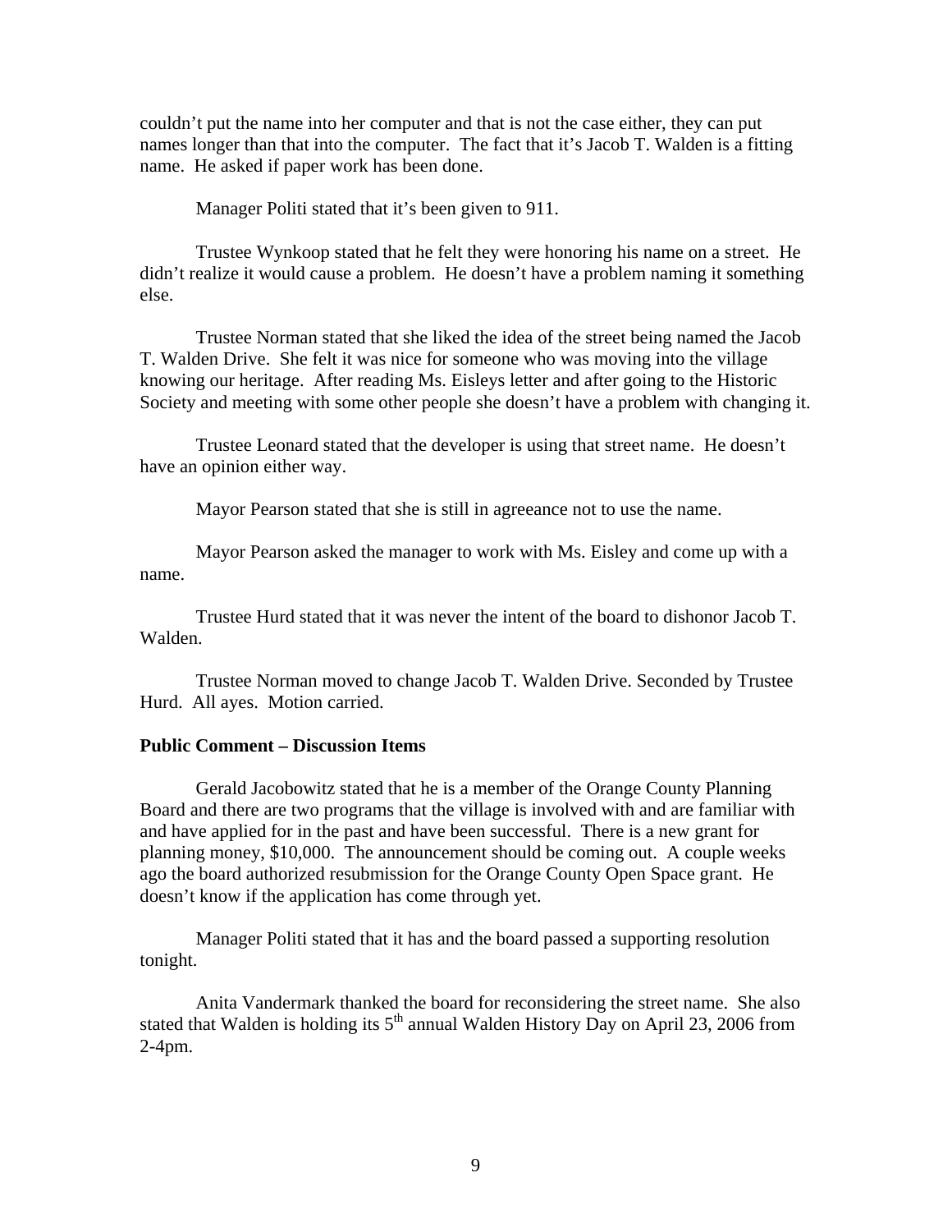couldn't put the name into her computer and that is not the case either, they can put names longer than that into the computer. The fact that it's Jacob T. Walden is a fitting name. He asked if paper work has been done.

Manager Politi stated that it's been given to 911.

Trustee Wynkoop stated that he felt they were honoring his name on a street. He didn't realize it would cause a problem. He doesn't have a problem naming it something else.

Trustee Norman stated that she liked the idea of the street being named the Jacob T. Walden Drive. She felt it was nice for someone who was moving into the village knowing our heritage. After reading Ms. Eisleys letter and after going to the Historic Society and meeting with some other people she doesn't have a problem with changing it.

Trustee Leonard stated that the developer is using that street name. He doesn't have an opinion either way.

Mayor Pearson stated that she is still in agreeance not to use the name.

Mayor Pearson asked the manager to work with Ms. Eisley and come up with a name.

Trustee Hurd stated that it was never the intent of the board to dishonor Jacob T. Walden.

Trustee Norman moved to change Jacob T. Walden Drive. Seconded by Trustee Hurd. All ayes. Motion carried.

**Public Comment – Discussion Items**

Gerald Jacobowitz stated that he is a member of the Orange County Planning Board and there are two programs that the village is involved with and are familiar with and have applied for in the past and have been successful. There is a new grant for planning money, $10,000. The announcement should be coming out. A couple weeks ago the board authorized resubmission for the Orange County Open Space grant. He doesn't know if the application has come through yet.

Manager Politi stated that it has and the board passed a supporting resolution tonight.

Anita Vandermark thanked the board for reconsidering the street name. She also stated that Walden is holding its 5th annual Walden History Day on April 23, 2006 from 2-4pm.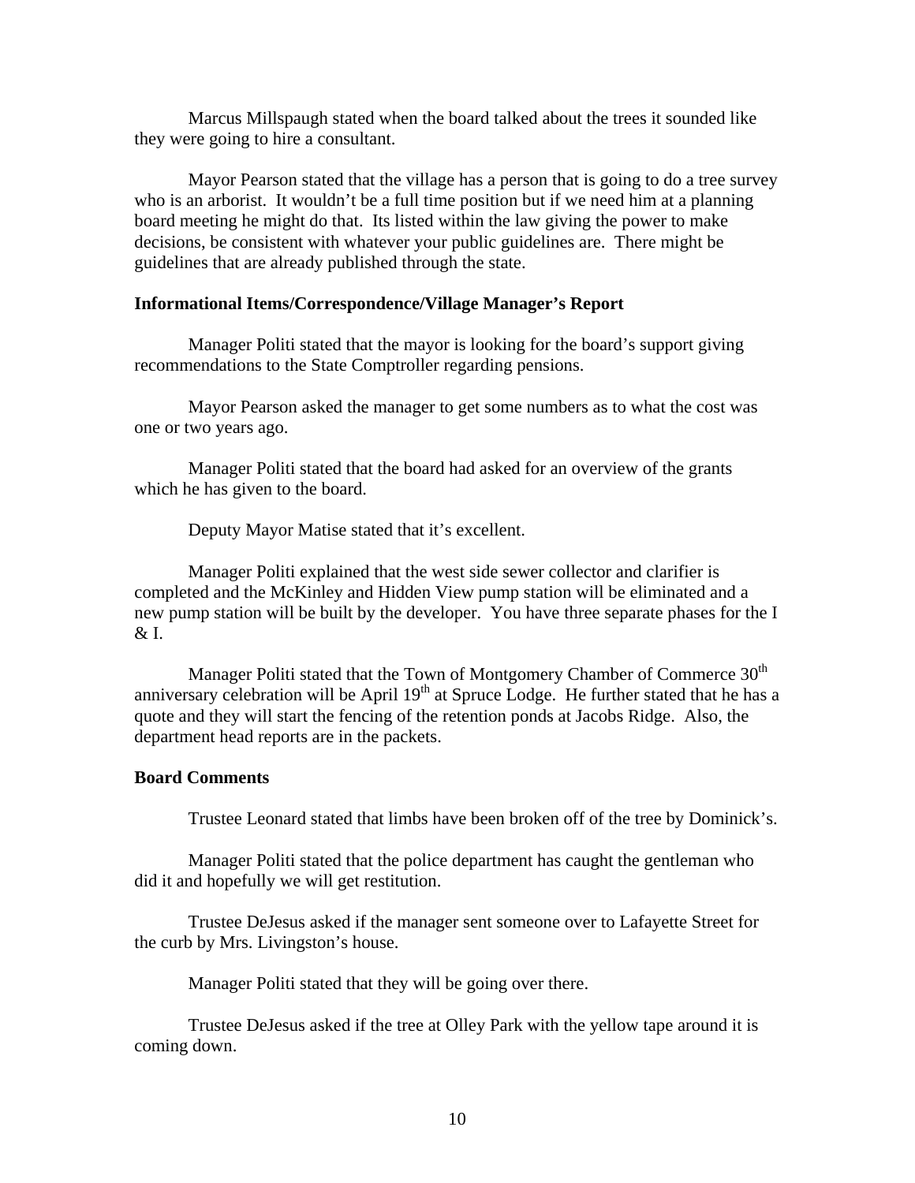Marcus Millspaugh stated when the board talked about the trees it sounded like they were going to hire a consultant.

Mayor Pearson stated that the village has a person that is going to do a tree survey who is an arborist. It wouldn't be a full time position but if we need him at a planning board meeting he might do that. Its listed within the law giving the power to make decisions, be consistent with whatever your public guidelines are. There might be guidelines that are already published through the state.

**Informational Items/Correspondence/Village Manager's Report**

Manager Politi stated that the mayor is looking for the board's support giving recommendations to the State Comptroller regarding pensions.

Mayor Pearson asked the manager to get some numbers as to what the cost was one or two years ago.

Manager Politi stated that the board had asked for an overview of the grants which he has given to the board.

Deputy Mayor Matise stated that it's excellent.

Manager Politi explained that the west side sewer collector and clarifier is completed and the McKinley and Hidden View pump station will be eliminated and a new pump station will be built by the developer. You have three separate phases for the I & I.

Manager Politi stated that the Town of Montgomery Chamber of Commerce 30th anniversary celebration will be April 19th at Spruce Lodge. He further stated that he has a quote and they will start the fencing of the retention ponds at Jacobs Ridge. Also, the department head reports are in the packets.

**Board Comments**

Trustee Leonard stated that limbs have been broken off of the tree by Dominick's.

Manager Politi stated that the police department has caught the gentleman who did it and hopefully we will get restitution.

Trustee DeJesus asked if the manager sent someone over to Lafayette Street for the curb by Mrs. Livingston's house.

Manager Politi stated that they will be going over there.

Trustee DeJesus asked if the tree at Olley Park with the yellow tape around it is coming down.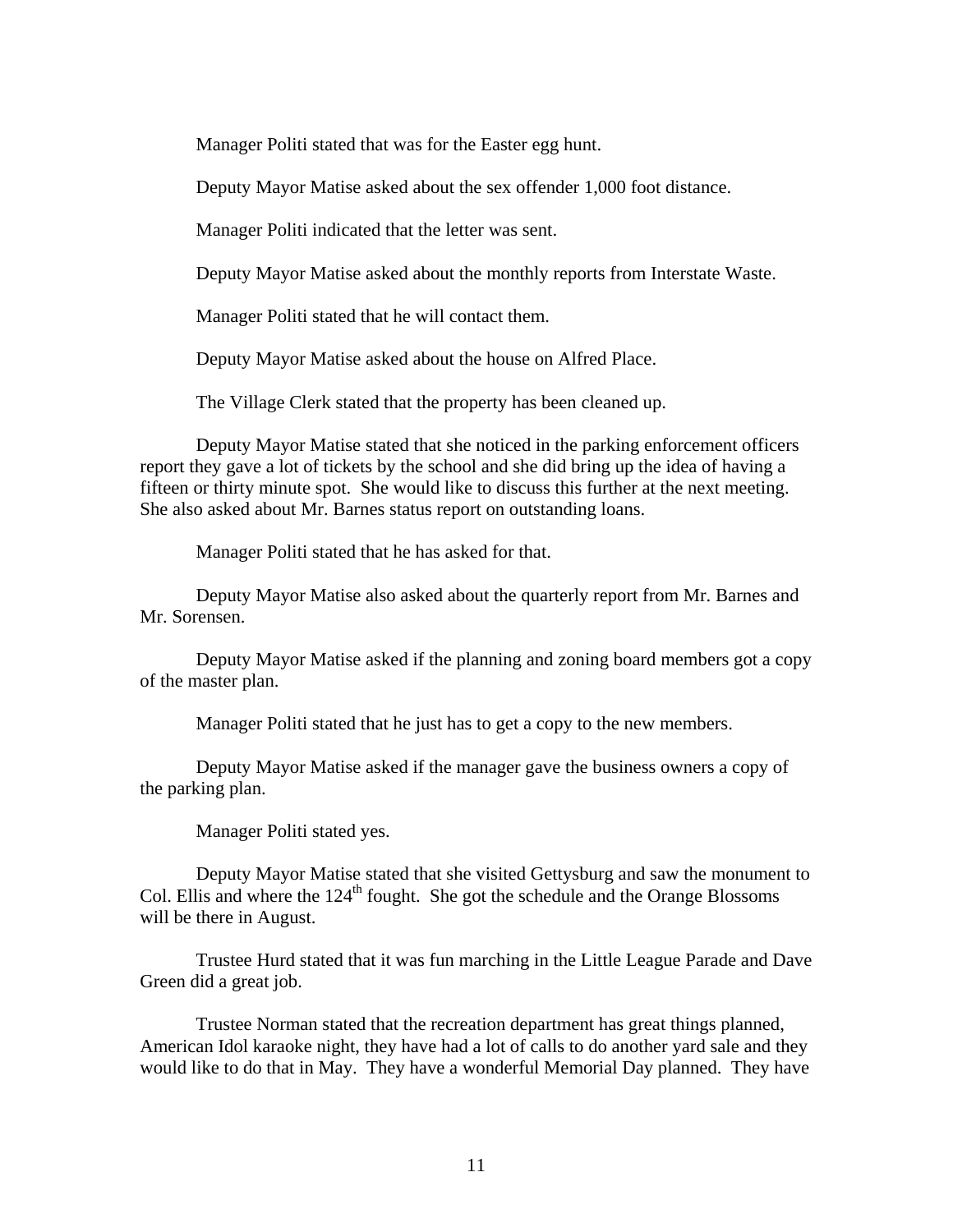Manager Politi stated that was for the Easter egg hunt.

Deputy Mayor Matise asked about the sex offender 1,000 foot distance.

Manager Politi indicated that the letter was sent.

Deputy Mayor Matise asked about the monthly reports from Interstate Waste.

Manager Politi stated that he will contact them.

Deputy Mayor Matise asked about the house on Alfred Place.

The Village Clerk stated that the property has been cleaned up.

Deputy Mayor Matise stated that she noticed in the parking enforcement officers report they gave a lot of tickets by the school and she did bring up the idea of having a fifteen or thirty minute spot. She would like to discuss this further at the next meeting. She also asked about Mr. Barnes status report on outstanding loans.

Manager Politi stated that he has asked for that.

Deputy Mayor Matise also asked about the quarterly report from Mr. Barnes and Mr. Sorensen.

Deputy Mayor Matise asked if the planning and zoning board members got a copy of the master plan.

Manager Politi stated that he just has to get a copy to the new members.

Deputy Mayor Matise asked if the manager gave the business owners a copy of the parking plan.

Manager Politi stated yes.

Deputy Mayor Matise stated that she visited Gettysburg and saw the monument to Col. Ellis and where the 124th fought. She got the schedule and the Orange Blossoms will be there in August.

Trustee Hurd stated that it was fun marching in the Little League Parade and Dave Green did a great job.

Trustee Norman stated that the recreation department has great things planned, American Idol karaoke night, they have had a lot of calls to do another yard sale and they would like to do that in May. They have a wonderful Memorial Day planned. They have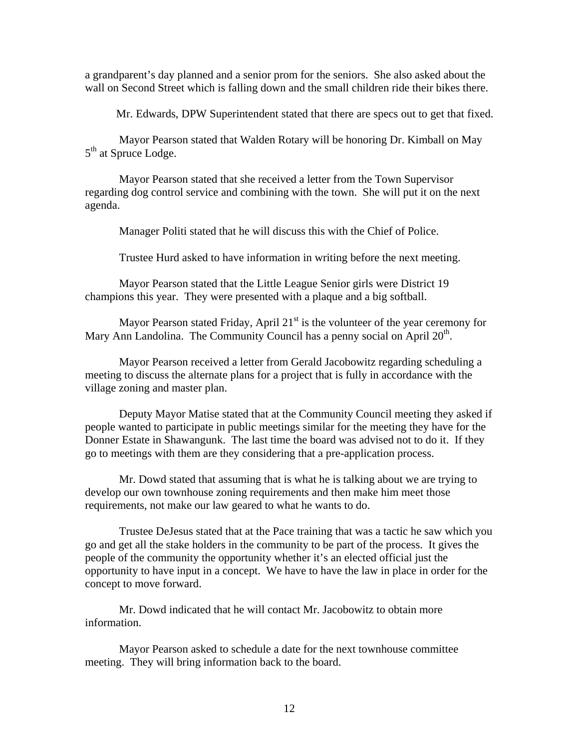a grandparent's day planned and a senior prom for the seniors. She also asked about the wall on Second Street which is falling down and the small children ride their bikes there.

Mr. Edwards, DPW Superintendent stated that there are specs out to get that fixed.

Mayor Pearson stated that Walden Rotary will be honoring Dr. Kimball on May 5th at Spruce Lodge.

Mayor Pearson stated that she received a letter from the Town Supervisor regarding dog control service and combining with the town. She will put it on the next agenda.

Manager Politi stated that he will discuss this with the Chief of Police.

Trustee Hurd asked to have information in writing before the next meeting.

Mayor Pearson stated that the Little League Senior girls were District 19 champions this year. They were presented with a plaque and a big softball.

Mayor Pearson stated Friday, April 21st is the volunteer of the year ceremony for Mary Ann Landolina. The Community Council has a penny social on April 20th.

Mayor Pearson received a letter from Gerald Jacobowitz regarding scheduling a meeting to discuss the alternate plans for a project that is fully in accordance with the village zoning and master plan.

Deputy Mayor Matise stated that at the Community Council meeting they asked if people wanted to participate in public meetings similar for the meeting they have for the Donner Estate in Shawangunk. The last time the board was advised not to do it. If they go to meetings with them are they considering that a pre-application process.

Mr. Dowd stated that assuming that is what he is talking about we are trying to develop our own townhouse zoning requirements and then make him meet those requirements, not make our law geared to what he wants to do.

Trustee DeJesus stated that at the Pace training that was a tactic he saw which you go and get all the stake holders in the community to be part of the process. It gives the people of the community the opportunity whether it's an elected official just the opportunity to have input in a concept. We have to have the law in place in order for the concept to move forward.

Mr. Dowd indicated that he will contact Mr. Jacobowitz to obtain more information.

Mayor Pearson asked to schedule a date for the next townhouse committee meeting. They will bring information back to the board.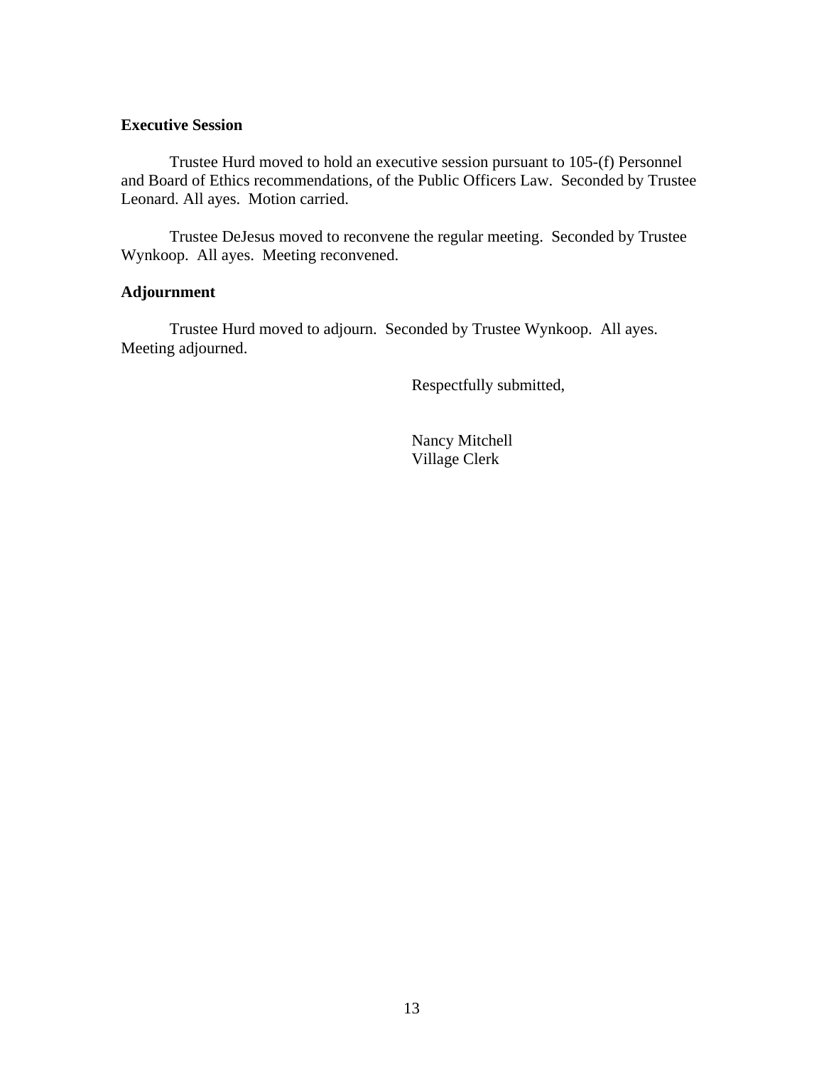**Executive Session**

Trustee Hurd moved to hold an executive session pursuant to 105-(f) Personnel and Board of Ethics recommendations, of the Public Officers Law. Seconded by Trustee Leonard. All ayes. Motion carried.

Trustee DeJesus moved to reconvene the regular meeting. Seconded by Trustee Wynkoop. All ayes. Meeting reconvened.

**Adjournment**

Trustee Hurd moved to adjourn. Seconded by Trustee Wynkoop. All ayes. Meeting adjourned.

Respectfully submitted,

Nancy Mitchell
Village Clerk